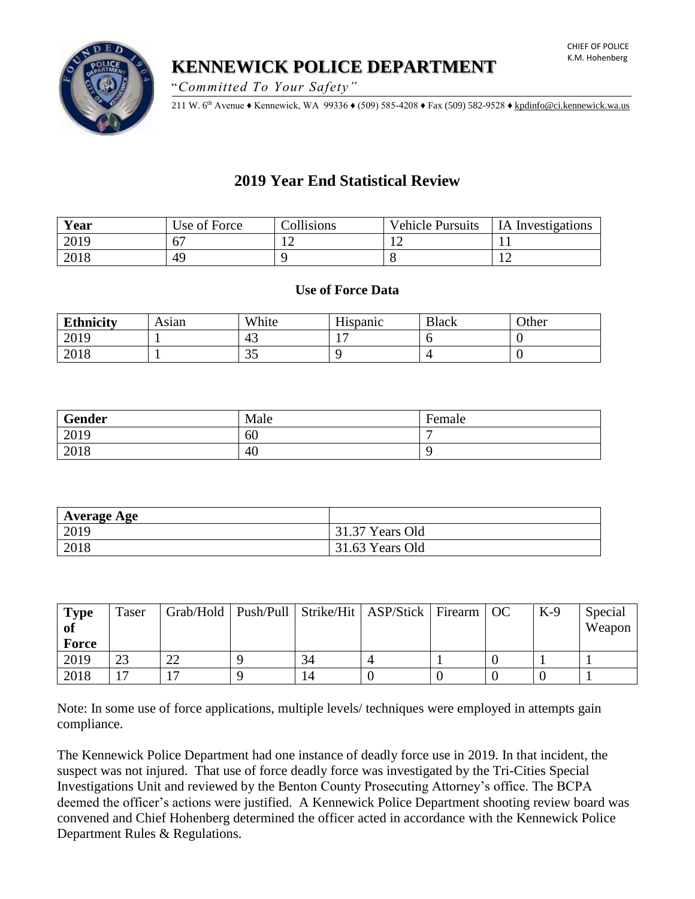CHIEF OF POLICE
K.M. Hohenberg

# KENNEWICK POLICE DEPARTMENT

"*Committed To Your Safety*"

211 W. 6th Avenue ♦ Kennewick, WA 99336 ♦ (509) 585-4208 ♦ Fax (509) 582-9528 ♦ kpdinfo@ci.kennewick.wa.us

## 2019 Year End Statistical Review

| **Year** | Use of Force | Collisions | Vehicle Pursuits | IA Investigations |
|---|---|---|---|---|
| 2019 | 67 | 12 | 12 | 11 |
| 2018 | 49 | 9 | 8 | 12 |

### Use of Force Data

| **Ethnicity** | Asian | White | Hispanic | Black | Other |
|---|---|---|---|---|---|
| 2019 | 1 | 43 | 17 | 6 | 0 |
| 2018 | 1 | 35 | 9 | 4 | 0 |

| **Gender** | Male | Female |
|---|---|---|
| 2019 | 60 | 7 |
| 2018 | 40 | 9 |

| **Average Age** | |
|---|---|
| 2019 | 31.37 Years Old |
| 2018 | 31.63 Years Old |

| **Type of Force** | Taser | Grab/Hold | Push/Pull | Strike/Hit | ASP/Stick | Firearm | OC | K-9 | Special Weapon |
|---|---|---|---|---|---|---|---|---|---|
| 2019 | 23 | 22 | 9 | 34 | 4 | 1 | 0 | 1 | 1 |
| 2018 | 17 | 17 | 9 | 14 | 0 | 0 | 0 | 0 | 1 |

Note: In some use of force applications, multiple levels/ techniques were employed in attempts gain compliance.

The Kennewick Police Department had one instance of deadly force use in 2019. In that incident, the suspect was not injured. That use of force deadly force was investigated by the Tri-Cities Special Investigations Unit and reviewed by the Benton County Prosecuting Attorney's office. The BCPA deemed the officer's actions were justified. A Kennewick Police Department shooting review board was convened and Chief Hohenberg determined the officer acted in accordance with the Kennewick Police Department Rules & Regulations.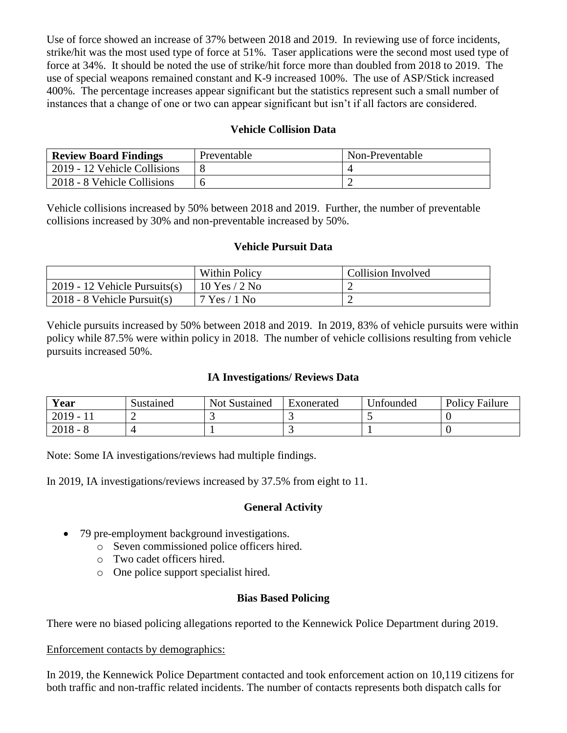Use of force showed an increase of 37% between 2018 and 2019. In reviewing use of force incidents, strike/hit was the most used type of force at 51%. Taser applications were the second most used type of force at 34%. It should be noted the use of strike/hit force more than doubled from 2018 to 2019. The use of special weapons remained constant and K-9 increased 100%. The use of ASP/Stick increased 400%. The percentage increases appear significant but the statistics represent such a small number of instances that a change of one or two can appear significant but isn't if all factors are considered.

### Vehicle Collision Data

| **Review Board Findings** | Preventable | Non-Preventable |
|---|---|---|
| 2019 - 12 Vehicle Collisions | 8 | 4 |
| 2018 - 8 Vehicle Collisions | 6 | 2 |

Vehicle collisions increased by 50% between 2018 and 2019. Further, the number of preventable collisions increased by 30% and non-preventable increased by 50%.

### Vehicle Pursuit Data

| | Within Policy | Collision Involved |
|---|---|---|
| 2019 - 12 Vehicle Pursuits(s) | 10 Yes / 2 No | 2 |
| 2018 - 8 Vehicle Pursuit(s) | 7 Yes / 1 No | 2 |

Vehicle pursuits increased by 50% between 2018 and 2019. In 2019, 83% of vehicle pursuits were within policy while 87.5% were within policy in 2018. The number of vehicle collisions resulting from vehicle pursuits increased 50%.

### IA Investigations/ Reviews Data

| **Year** | Sustained | Not Sustained | Exonerated | Unfounded | Policy Failure |
|---|---|---|---|---|---|
| 2019 - 11 | 2 | 3 | 3 | 5 | 0 |
| 2018 - 8 | 4 | 1 | 3 | 1 | 0 |

Note: Some IA investigations/reviews had multiple findings.

In 2019, IA investigations/reviews increased by 37.5% from eight to 11.

### General Activity

- 79 pre-employment background investigations.
  - Seven commissioned police officers hired.
  - Two cadet officers hired.
  - One police support specialist hired.

### Bias Based Policing

There were no biased policing allegations reported to the Kennewick Police Department during 2019.

Enforcement contacts by demographics:

In 2019, the Kennewick Police Department contacted and took enforcement action on 10,119 citizens for both traffic and non-traffic related incidents. The number of contacts represents both dispatch calls for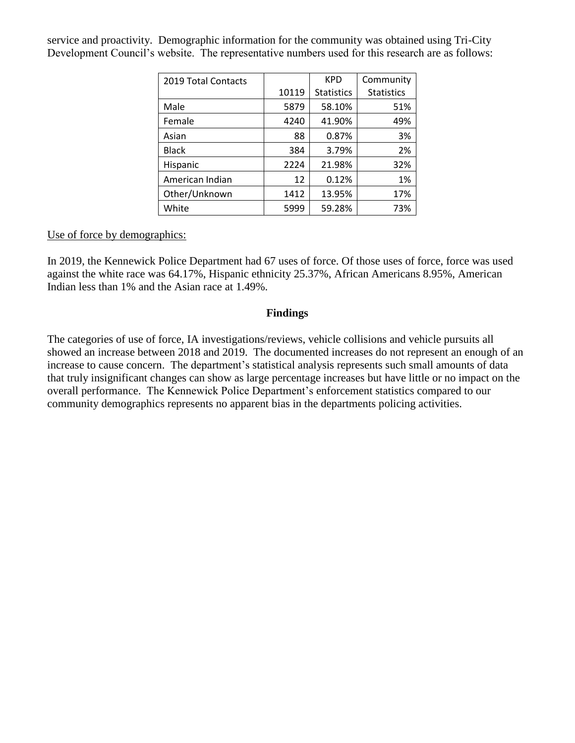service and proactivity. Demographic information for the community was obtained using Tri-City Development Council's website. The representative numbers used for this research are as follows:

| 2019 Total Contacts | 10119 | KPD Statistics | Community Statistics |
|---|---|---|---|
| Male | 5879 | 58.10% | 51% |
| Female | 4240 | 41.90% | 49% |
| Asian | 88 | 0.87% | 3% |
| Black | 384 | 3.79% | 2% |
| Hispanic | 2224 | 21.98% | 32% |
| American Indian | 12 | 0.12% | 1% |
| Other/Unknown | 1412 | 13.95% | 17% |
| White | 5999 | 59.28% | 73% |

Use of force by demographics:

In 2019, the Kennewick Police Department had 67 uses of force. Of those uses of force, force was used against the white race was 64.17%, Hispanic ethnicity 25.37%, African Americans 8.95%, American Indian less than 1% and the Asian race at 1.49%.

## Findings

The categories of use of force, IA investigations/reviews, vehicle collisions and vehicle pursuits all showed an increase between 2018 and 2019. The documented increases do not represent an enough of an increase to cause concern. The department's statistical analysis represents such small amounts of data that truly insignificant changes can show as large percentage increases but have little or no impact on the overall performance. The Kennewick Police Department's enforcement statistics compared to our community demographics represents no apparent bias in the departments policing activities.